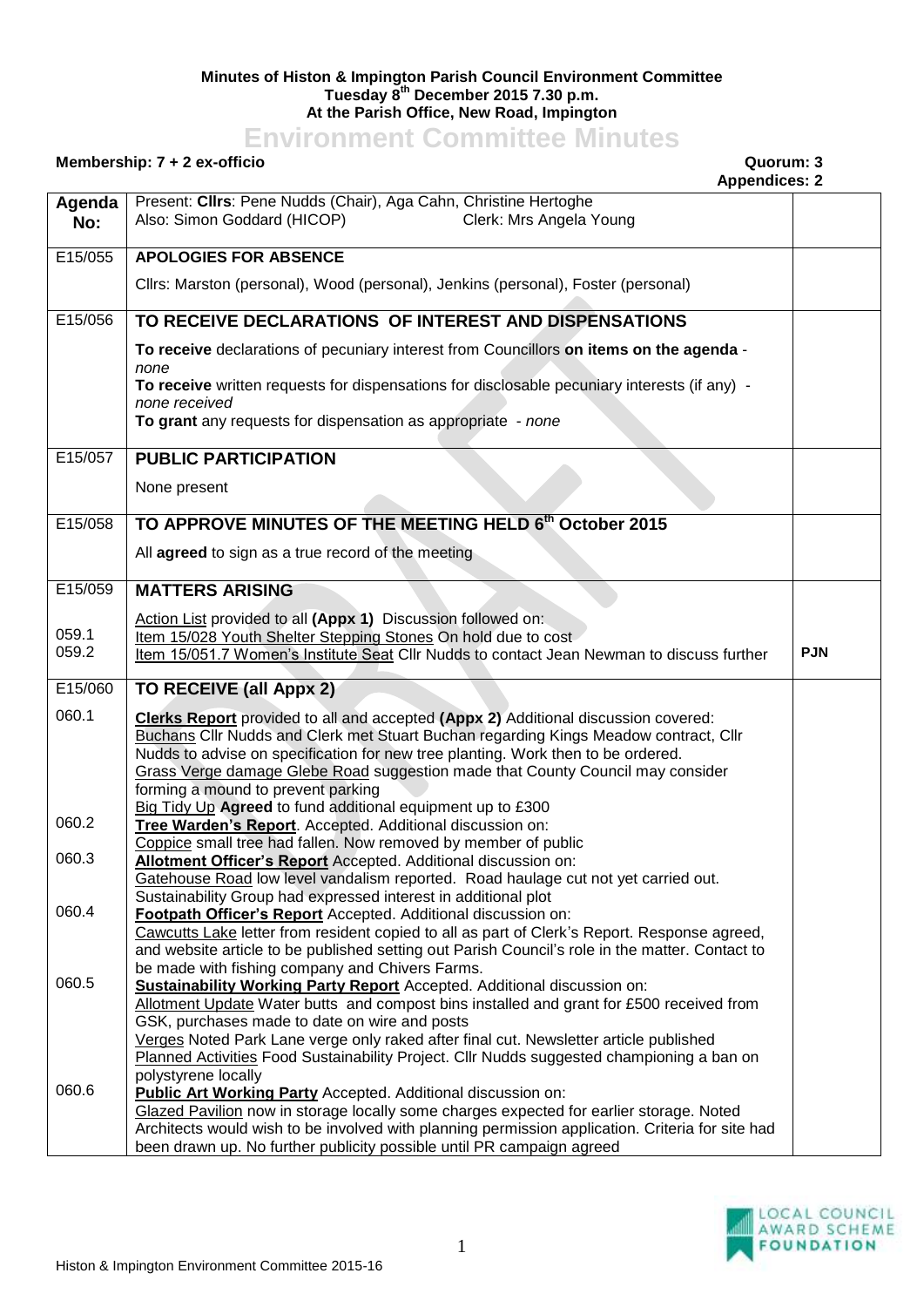**Minutes of Histon & Impington Parish Council Environment Committee**
**Tuesday 8th December 2015 7.30 p.m.**
**At the Parish Office, New Road, Impington**

# Environment Committee Minutes

**Membership: 7 + 2 ex-officio** **Quorum: 3**
**Appendices: 2**

| Agenda No: | Present: **Cllrs**: Pene Nudds (Chair), Aga Cahn, Christine Hertoghe<br>Also: Simon Goddard (HICOP) Clerk: Mrs Angela Young | |
|---|---|---|
| E15/055 | **APOLOGIES FOR ABSENCE**<br>Cllrs: Marston (personal), Wood (personal), Jenkins (personal), Foster (personal) | |
| E15/056 | **TO RECEIVE DECLARATIONS OF INTEREST AND DISPENSATIONS**<br>**To receive** declarations of pecuniary interest from Councillors **on items on the agenda** - *none*<br>**To receive** written requests for dispensations for disclosable pecuniary interests (if any) - *none received*<br>**To grant** any requests for dispensation as appropriate - *none* | |
| E15/057 | **PUBLIC PARTICIPATION**<br>None present | |
| E15/058 | **TO APPROVE MINUTES OF THE MEETING HELD 6th October 2015**<br>All **agreed** to sign as a true record of the meeting | |
| E15/059<br><br>059.1<br>059.2 | **MATTERS ARISING**<br>Action List provided to all **(Appx 1)** Discussion followed on:<br>Item 15/028 Youth Shelter Stepping Stones On hold due to cost<br>Item 15/051.7 Women's Institute Seat Cllr Nudds to contact Jean Newman to discuss further | <br><br><br>**PJN** |
| E15/060 | **TO RECEIVE (all Appx 2)** | |
| 060.1 | **Clerks Report** provided to all and accepted **(Appx 2)** Additional discussion covered:<br>Buchans Cllr Nudds and Clerk met Stuart Buchan regarding Kings Meadow contract, Cllr Nudds to advise on specification for new tree planting. Work then to be ordered.<br>Grass Verge damage Glebe Road suggestion made that County Council may consider forming a mound to prevent parking<br>Big Tidy Up **Agreed** to fund additional equipment up to £300 | |
| 060.2 | **Tree Warden's Report**. Accepted. Additional discussion on:<br>Coppice small tree had fallen. Now removed by member of public | |
| 060.3 | **Allotment Officer's Report** Accepted. Additional discussion on:<br>Gatehouse Road low level vandalism reported. Road haulage cut not yet carried out. Sustainability Group had expressed interest in additional plot | |
| 060.4 | **Footpath Officer's Report** Accepted. Additional discussion on:<br>Cawcutts Lake letter from resident copied to all as part of Clerk's Report. Response agreed, and website article to be published setting out Parish Council's role in the matter. Contact to be made with fishing company and Chivers Farms. | |
| 060.5 | **Sustainability Working Party Report** Accepted. Additional discussion on:<br>Allotment Update Water butts and compost bins installed and grant for £500 received from GSK, purchases made to date on wire and posts<br>Verges Noted Park Lane verge only raked after final cut. Newsletter article published<br>Planned Activities Food Sustainability Project. Cllr Nudds suggested championing a ban on polystyrene locally | |
| 060.6 | **Public Art Working Party** Accepted. Additional discussion on:<br>Glazed Pavilion now in storage locally some charges expected for earlier storage. Noted Architects would wish to be involved with planning permission application. Criteria for site had been drawn up. No further publicity possible until PR campaign agreed | |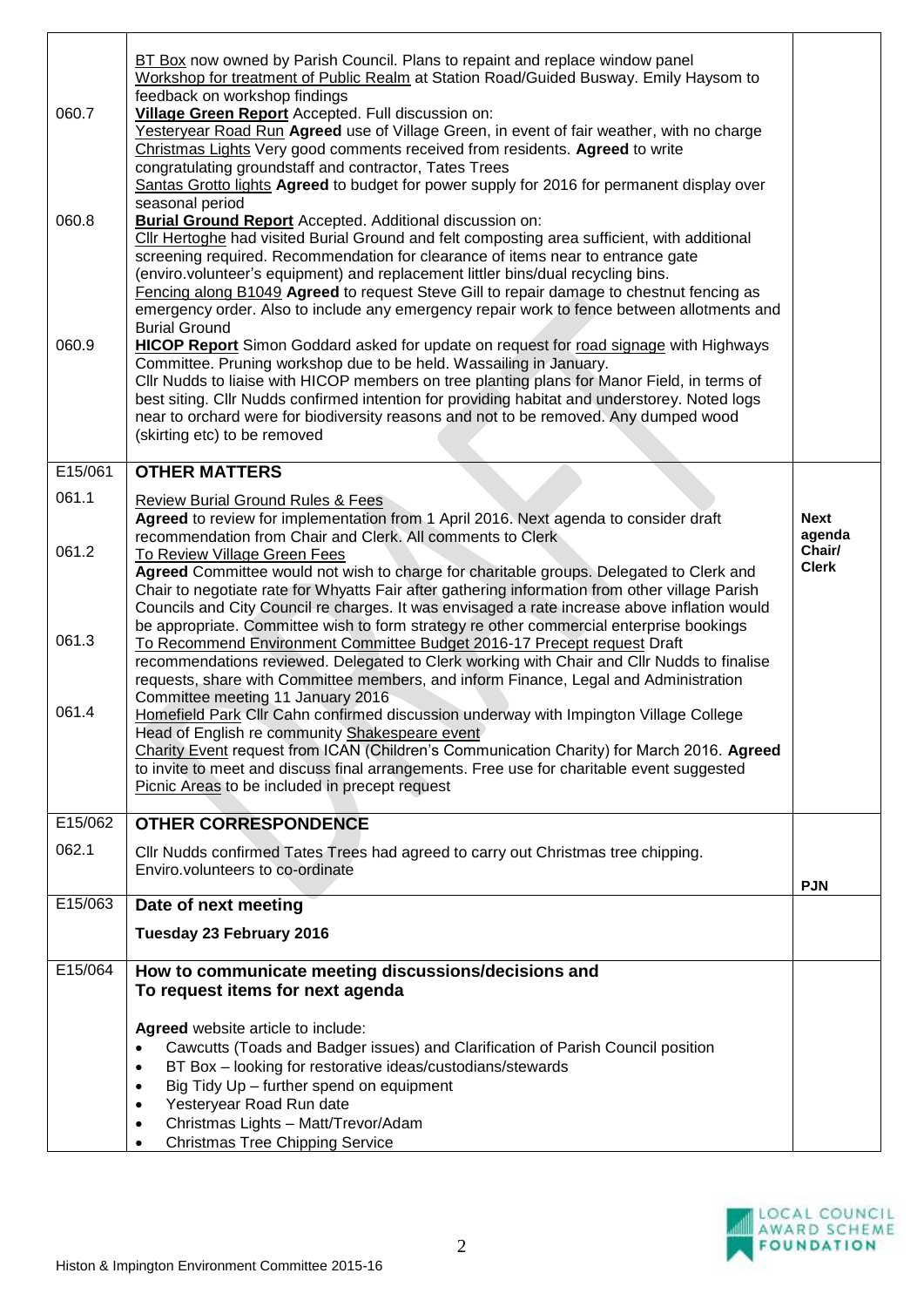| | | |
|---|---|---|
| 060.7 | BT Box now owned by Parish Council. Plans to repaint and replace window panel<br>Workshop for treatment of Public Realm at Station Road/Guided Busway. Emily Haysom to feedback on workshop findings<br>**Village Green Report** Accepted. Full discussion on:<br>Yesteryear Road Run **Agreed** use of Village Green, in event of fair weather, with no charge<br>Christmas Lights Very good comments received from residents. **Agreed** to write congratulating groundstaff and contractor, Tates Trees<br>Santas Grotto lights **Agreed** to budget for power supply for 2016 for permanent display over seasonal period | |
| 060.8 | **Burial Ground Report** Accepted. Additional discussion on:<br>Cllr Hertoghe had visited Burial Ground and felt composting area sufficient, with additional screening required. Recommendation for clearance of items near to entrance gate (enviro.volunteer's equipment) and replacement littler bins/dual recycling bins.<br>Fencing along B1049 **Agreed** to request Steve Gill to repair damage to chestnut fencing as emergency order. Also to include any emergency repair work to fence between allotments and Burial Ground | |
| 060.9 | **HICOP Report** Simon Goddard asked for update on request for road signage with Highways Committee. Pruning workshop due to be held. Wassailing in January.<br>Cllr Nudds to liaise with HICOP members on tree planting plans for Manor Field, in terms of best siting. Cllr Nudds confirmed intention for providing habitat and understorey. Noted logs near to orchard were for biodiversity reasons and not to be removed. Any dumped wood (skirting etc) to be removed | |
| E15/061 | **OTHER MATTERS** | |
| 061.1 | Review Burial Ground Rules & Fees<br>**Agreed** to review for implementation from 1 April 2016. Next agenda to consider draft recommendation from Chair and Clerk. All comments to Clerk | **Next agenda Chair/ Clerk** |
| 061.2 | To Review Village Green Fees<br>**Agreed** Committee would not wish to charge for charitable groups. Delegated to Clerk and Chair to negotiate rate for Whyatts Fair after gathering information from other village Parish Councils and City Council re charges. It was envisaged a rate increase above inflation would be appropriate. Committee wish to form strategy re other commercial enterprise bookings | |
| 061.3 | To Recommend Environment Committee Budget 2016-17 Precept request Draft recommendations reviewed. Delegated to Clerk working with Chair and Cllr Nudds to finalise requests, share with Committee members, and inform Finance, Legal and Administration Committee meeting 11 January 2016 | |
| 061.4 | Homefield Park Cllr Cahn confirmed discussion underway with Impington Village College Head of English re community Shakespeare event<br>Charity Event request from ICAN (Children's Communication Charity) for March 2016. **Agreed** to invite to meet and discuss final arrangements. Free use for charitable event suggested<br>Picnic Areas to be included in precept request | |
| E15/062 | **OTHER CORRESPONDENCE** | |
| 062.1 | Cllr Nudds confirmed Tates Trees had agreed to carry out Christmas tree chipping. Enviro.volunteers to co-ordinate | **PJN** |
| E15/063 | **Date of next meeting**<br>**Tuesday 23 February 2016** | |
| E15/064 | **How to communicate meeting discussions/decisions and To request items for next agenda**<br><br>**Agreed** website article to include:<br>• Cawcutts (Toads and Badger issues) and Clarification of Parish Council position<br>• BT Box – looking for restorative ideas/custodians/stewards<br>• Big Tidy Up – further spend on equipment<br>• Yesteryear Road Run date<br>• Christmas Lights – Matt/Trevor/Adam<br>• Christmas Tree Chipping Service | |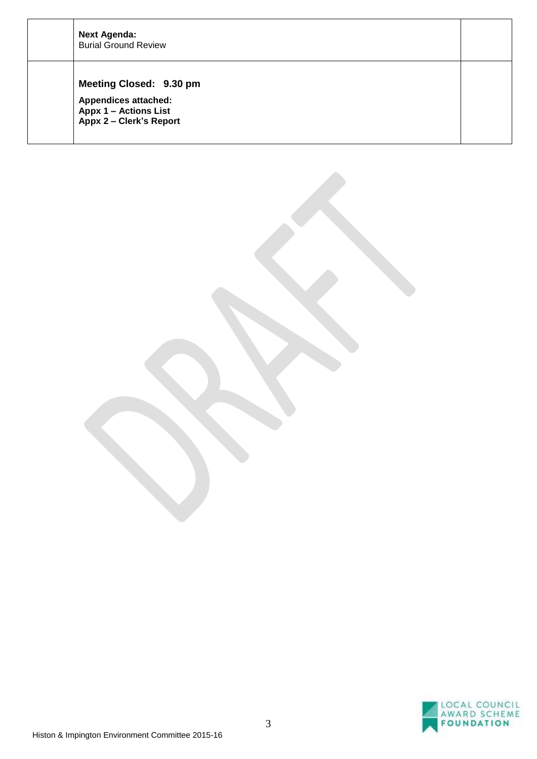| | | |
|---|---|---|
| | **Next Agenda:**<br>Burial Ground Review | |
| | **Meeting Closed: 9.30 pm**<br><br>**Appendices attached:**<br>**Appx 1 – Actions List**<br>**Appx 2 – Clerk's Report** | |

DRAFT